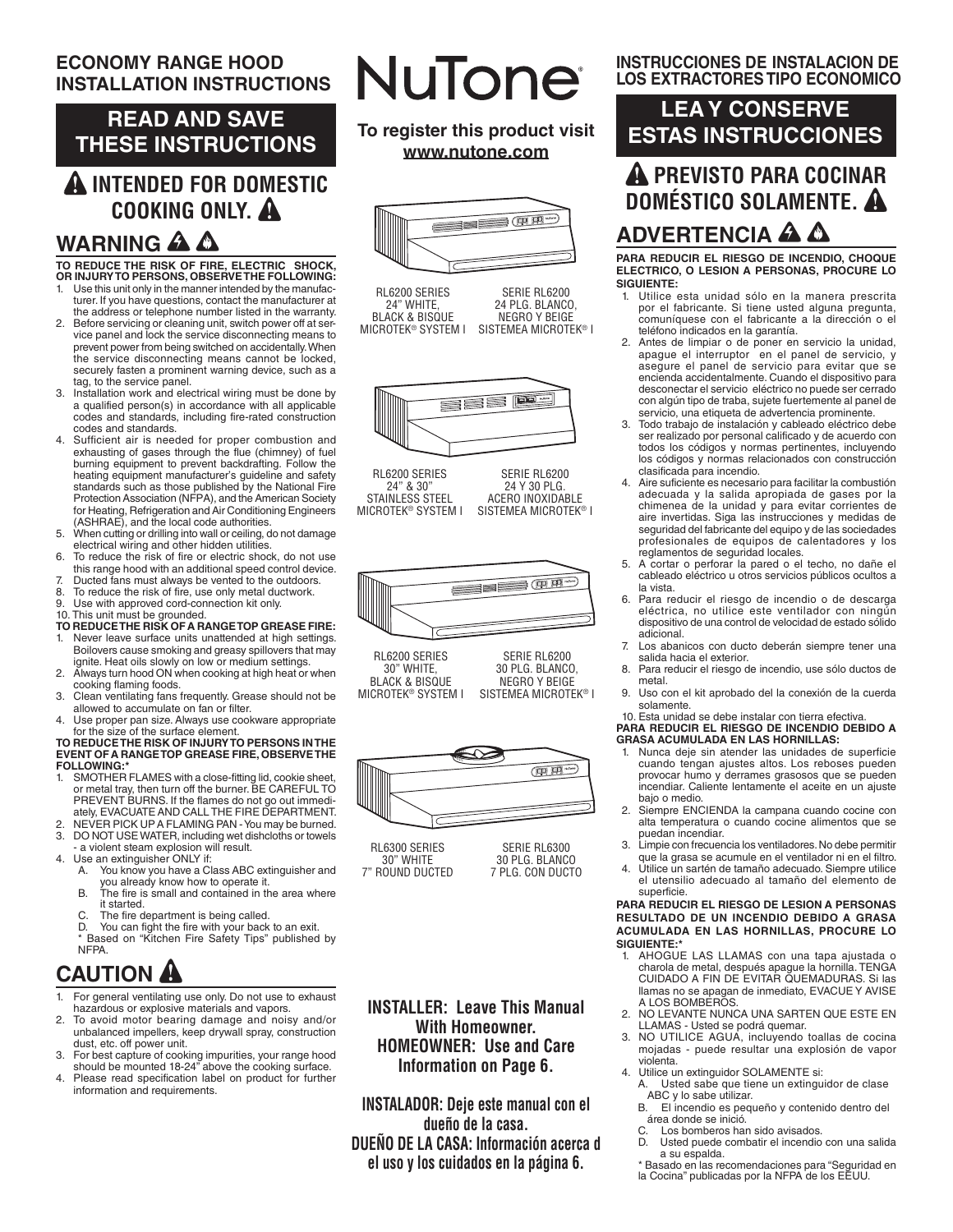## ECONOMY RANGE HOOD INSTALLATION INSTRUCTIONS

# READ AND SAVE THESE INSTRUCTIONS

## ⚠ INTENDED FOR DOMESTIC COOKING ONLY. ⚠

## WARNING

**TO REDUCE THE RISK OF FIRE, ELECTRIC SHOCK, OR INJURY TO PERSONS, OBSERVE THE FOLLOWING:**

1. Use this unit only in the manner intended by the manufacturer. If you have questions, contact the manufacturer at the address or telephone number listed in the warranty.
2. Before servicing or cleaning unit, switch power off at service panel and lock the service disconnecting means to prevent power from being switched on accidentally. When the service disconnecting means cannot be locked, securely fasten a prominent warning device, such as a tag, to the service panel.
3. Installation work and electrical wiring must be done by a qualified person(s) in accordance with all applicable codes and standards, including fire-rated construction codes and standards.
4. Sufficient air is needed for proper combustion and exhausting of gases through the flue (chimney) of fuel burning equipment to prevent backdrafting. Follow the heating equipment manufacturer's guideline and safety standards such as those published by the National Fire Protection Association (NFPA), and the American Society for Heating, Refrigeration and Air Conditioning Engineers (ASHRAE), and the local code authorities.
5. When cutting or drilling into wall or ceiling, do not damage electrical wiring and other hidden utilities.
6. To reduce the risk of fire or electric shock, do not use this range hood with an additional speed control device.
7. Ducted fans must always be vented to the outdoors.
8. To reduce the risk of fire, use only metal ductwork.
9. Use with approved cord-connection kit only.
10. This unit must be grounded.

**TO REDUCE THE RISK OF A RANGETOP GREASE FIRE:**

1. Never leave surface units unattended at high settings. Boilovers cause smoking and greasy spillovers that may ignite. Heat oils slowly on low or medium settings.
2. Always turn hood ON when cooking at high heat or when cooking flaming foods.
3. Clean ventilating fans frequently. Grease should not be allowed to accumulate on fan or filter.
4. Use proper pan size. Always use cookware appropriate for the size of the surface element.

**TO REDUCE THE RISK OF INJURY TO PERSONS IN THE EVENT OF A RANGETOP GREASE FIRE, OBSERVE THE FOLLOWING:***

1. SMOTHER FLAMES with a close-fitting lid, cookie sheet, or metal tray, then turn off the burner. BE CAREFUL TO PREVENT BURNS. If the flames do not go out immediately, EVACUATE AND CALL THE FIRE DEPARTMENT.
2. NEVER PICK UP A FLAMING PAN - You may be burned.
3. DO NOT USE WATER, including wet dishcloths or towels - a violent steam explosion will result.
4. Use an extinguisher ONLY if:
   A. You know you have a Class ABC extinguisher and you already know how to operate it.
   B. The fire is small and contained in the area where it started.
   C. The fire department is being called.
   D. You can fight the fire with your back to an exit.

\* Based on "Kitchen Fire Safety Tips" published by NFPA.

## CAUTION

1. For general ventilating use only. Do not use to exhaust hazardous or explosive materials and vapors.
2. To avoid motor bearing damage and noisy and/or unbalanced impellers, keep drywall spray, construction dust, etc. off power unit.
3. For best capture of cooking impurities, your range hood should be mounted 18-24" above the cooking surface.
4. Please read specification label on product for further information and requirements.

# NuTone®

**To register this product visit www.nutone.com**

| | |
|---|---|
| RL6200 SERIES 24" WHITE, BLACK & BISQUE MICROTEK® SYSTEM I | SERIE RL6200 24 PLG. BLANCO, NEGRO Y BEIGE SISTEMEA MICROTEK® I |
| RL6200 SERIES 24" & 30" STAINLESS STEEL MICROTEK® SYSTEM I | SERIE RL6200 24 Y 30 PLG. ACERO INOXIDABLE SISTEMEA MICROTEK® I |
| RL6200 SERIES 30" WHITE, BLACK & BISQUE MICROTEK® SYSTEM I | SERIE RL6200 30 PLG. BLANCO, NEGRO Y BEIGE SISTEMEA MICROTEK® I |
| RL6300 SERIES 30" WHITE 7" ROUND DUCTED | SERIE RL6300 30 PLG. BLANCO 7 PLG. CON DUCTO |

**INSTALLER: Leave This Manual With Homeowner.**
**HOMEOWNER: Use and Care Information on Page 6.**

**INSTALADOR: Deje este manual con el dueño de la casa.**
**DUEÑO DE LA CASA: Información acerca d el uso y los cuidados en la página 6.**

## INSTRUCCIONES DE INSTALACION DE LOS EXTRACTORES TIPO ECONOMICO

# LEA Y CONSERVE ESTAS INSTRUCCIONES

## ⚠ PREVISTO PARA COCINAR DOMÉSTICO SOLAMENTE. ⚠

## ADVERTENCIA

**PARA REDUCIR EL RIESGO DE INCENDIO, CHOQUE ELECTRICO, O LESION A PERSONAS, PROCURE LO SIGUIENTE:**

1. Utilice esta unidad sólo en la manera prescrita por el fabricante. Si tiene usted alguna pregunta, comuníquese con el fabricante a la dirección o el teléfono indicados en la garantía.
2. Antes de limpiar o de poner en servicio la unidad, apague el interruptor en el panel de servicio, y asegure el panel de servicio para evitar que se encienda accidentalmente. Cuando el dispositivo para desconectar el servicio eléctrico no puede ser cerrado con algún tipo de traba, sujete fuertemente al panel de servicio, una etiqueta de advertencia prominente.
3. Todo trabajo de instalación y cableado eléctrico debe ser realizado por personal calificado y de acuerdo con todos los códigos y normas pertinentes, incluyendo los códigos y normas relacionados con construcción clasificada para incendio.
4. Aire suficiente es necesario para facilitar la combustión adecuada y la salida apropiada de gases por la chimenea de la unidad y para evitar corrientes de aire invertidas. Siga las instrucciones y medidas de seguridad del fabricante del equipo y de las sociedades profesionales de equipos de calentadores y los reglamentos de seguridad locales.
5. A cortar o perforar la pared o el techo, no dañe el cableado eléctrico u otros servicios públicos ocultos a la vista.
6. Para reducir el riesgo de incendio o de descarga eléctrica, no utilice este ventilador con ningún dispositivo de una control de velocidad de estado sólido adicional.
7. Los abanicos con ducto deberán siempre tener una salida hacia el exterior.
8. Para reducir el riesgo de incendio, use sólo ductos de metal.
9. Uso con el kit aprobado del la conexión de la cuerda solamente.
10. Esta unidad se debe instalar con tierra efectiva.

**PARA REDUCIR EL RIESGO DE INCENDIO DEBIDO A GRASA ACUMULADA EN LAS HORNILLAS:**

1. Nunca deje sin atender las unidades de superficie cuando tengan ajustes altos. Los reboses pueden provocar humo y derrames grasosos que se pueden incendiar. Caliente lentamente el aceite en un ajuste bajo o medio.
2. Siempre ENCIENDA la campana cuando cocine con alta temperatura o cuando cocine alimentos que se puedan incendiar.
3. Limpie con frecuencia los ventiladores. No debe permitir que la grasa se acumule en el ventilador ni en el filtro.
4. Utilice un sartén de tamaño adecuado. Siempre utilice el utensilio adecuado al tamaño del elemento de superficie.

**PARA REDUCIR EL RIESGO DE LESION A PERSONAS RESULTADO DE UN INCENDIO DEBIDO A GRASA ACUMULADA EN LAS HORNILLAS, PROCURE LO SIGUIENTE:***

1. AHOGUE LAS LLAMAS con una tapa ajustada o charola de metal, después apague la hornilla. TENGA CUIDADO A FIN DE EVITAR QUEMADURAS. Si las llamas no se apagan de inmediato, EVACUE Y AVISE A LOS BOMBEROS.
2. NO LEVANTE NUNCA UNA SARTEN QUE ESTE EN LLAMAS - Usted se podrá quemar.
3. NO UTILICE AGUA, incluyendo toallas de cocina mojadas - puede resultar una explosión de vapor violenta.
4. Utilice un extinguidor SOLAMENTE si:
   A. Usted sabe que tiene un extinguidor de clase ABC y lo sabe utilizar.
   B. El incendio es pequeño y contenido dentro del área donde se inició.
   C. Los bomberos han sido avisados.
   D. Usted puede combatir el incendio con una salida a su espalda.

\* Basado en las recomendaciones para "Seguridad en la Cocina" publicadas por la NFPA de los EEUU.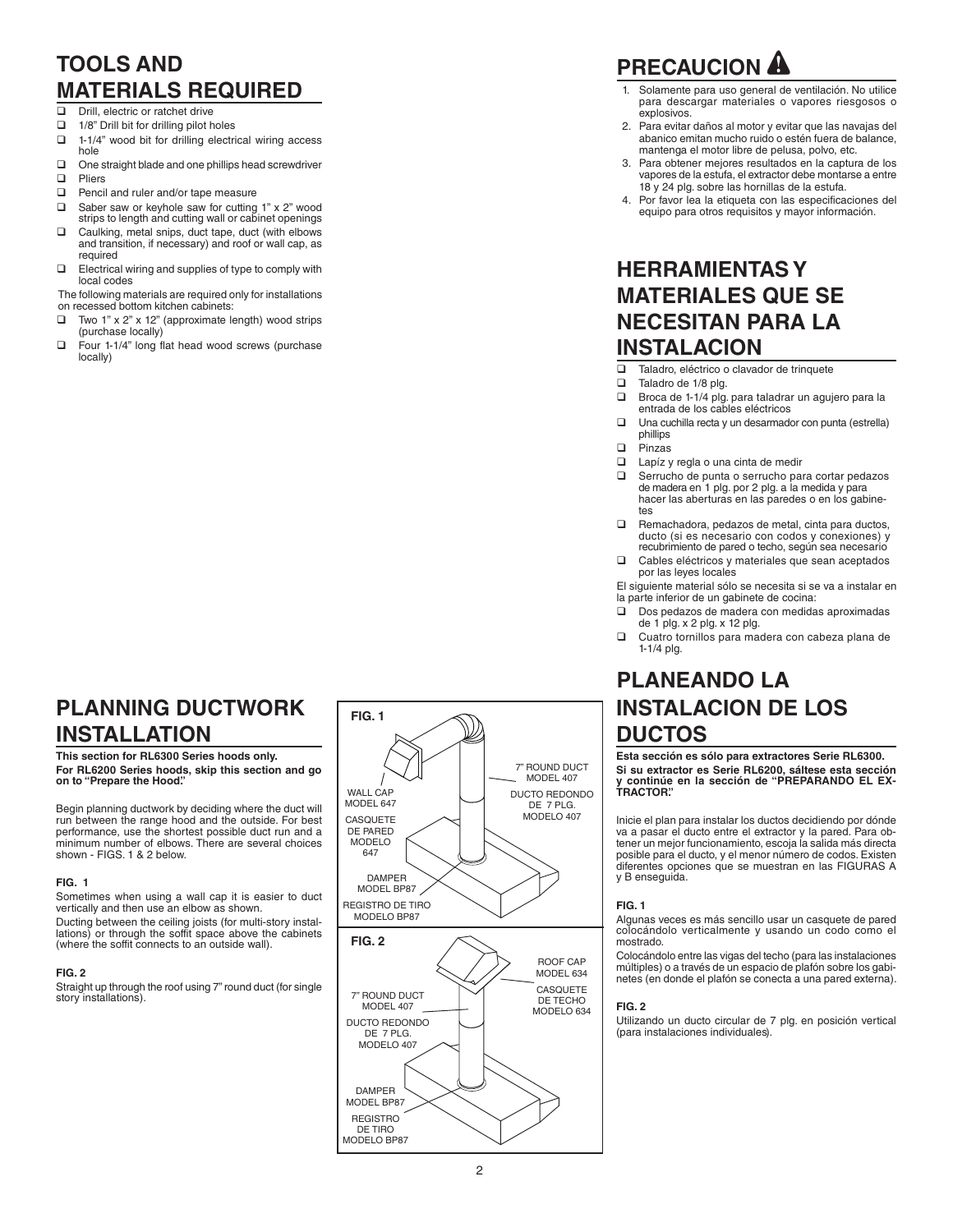## TOOLS AND MATERIALS REQUIRED

- ☐ Drill, electric or ratchet drive
- ☐ 1/8" Drill bit for drilling pilot holes
- ☐ 1-1/4" wood bit for drilling electrical wiring access hole
- ☐ One straight blade and one phillips head screwdriver
- ☐ Pliers
- ☐ Pencil and ruler and/or tape measure
- ☐ Saber saw or keyhole saw for cutting 1" x 2" wood strips to length and cutting wall or cabinet openings
- ☐ Caulking, metal snips, duct tape, duct (with elbows and transition, if necessary) and roof or wall cap, as required
- ☐ Electrical wiring and supplies of type to comply with local codes

The following materials are required only for installations on recessed bottom kitchen cabinets:

- ☐ Two 1" x 2" x 12" (approximate length) wood strips (purchase locally)
- ☐ Four 1-1/4" long flat head wood screws (purchase locally)

## PLANNING DUCTWORK INSTALLATION

**This section for RL6300 Series hoods only.**
**For RL6200 Series hoods, skip this section and go on to "Prepare the Hood."**

Begin planning ductwork by deciding where the duct will run between the range hood and the outside. For best performance, use the shortest possible duct run and a minimum number of elbows. There are several choices shown - FIGS. 1 & 2 below.

**FIG. 1**

Sometimes when using a wall cap it is easier to duct vertically and then use an elbow as shown.

Ducting between the ceiling joists (for multi-story installations) or through the soffit space above the cabinets (where the soffit connects to an outside wall).

**FIG. 2**

Straight up through the roof using 7" round duct (for single story installations).

**FIG. 1**

WALL CAP MODEL 647 / CASQUETE DE PARED MODELO 647
7" ROUND DUCT MODEL 407 / DUCTO REDONDO DE 7 PLG. MODELO 407
DAMPER MODEL BP87 / REGISTRO DE TIRO MODELO BP87

**FIG. 2**

ROOF CAP MODEL 634 / CASQUETE DE TECHO MODELO 634
7" ROUND DUCT MODEL 407 / DUCTO REDONDO DE 7 PLG. MODELO 407
DAMPER MODEL BP87 / REGISTRO DE TIRO MODELO BP87

## PRECAUCION ⚠

1. Solamente para uso general de ventilación. No utilice para descargar materiales o vapores riesgosos o explosivos.
2. Para evitar daños al motor y evitar que las navajas del abanico emitan mucho ruido o estén fuera de balance, mantenga el motor libre de pelusa, polvo, etc.
3. Para obtener mejores resultados en la captura de los vapores de la estufa, el extractor debe montarse a entre 18 y 24 plg. sobre las hornillas de la estufa.
4. Por favor lea la etiqueta con las especificaciones del equipo para otros requisitos y mayor información.

## HERRAMIENTAS Y MATERIALES QUE SE NECESITAN PARA LA INSTALACION

- ☐ Taladro, eléctrico o clavador de trinquete
- ☐ Taladro de 1/8 plg.
- ☐ Broca de 1-1/4 plg. para taladrar un agujero para la entrada de los cables eléctricos
- ☐ Una cuchilla recta y un desarmador con punta (estrella) phillips
- ☐ Pinzas
- ☐ Lapíz y regla o una cinta de medir
- ☐ Serrucho de punta o serrucho para cortar pedazos de madera en 1 plg. por 2 plg. a la medida y para hacer las aberturas en las paredes o en los gabinetes
- ☐ Remachadora, pedazos de metal, cinta para ductos, ducto (si es necesario con codos y conexiones) y recubrimiento de pared o techo, según sea necesario
- ☐ Cables eléctricos y materiales que sean aceptados por las leyes locales

El siguiente material sólo se necesita si se va a instalar en la parte inferior de un gabinete de cocina:

- ☐ Dos pedazos de madera con medidas aproximadas de 1 plg. x 2 plg. x 12 plg.
- ☐ Cuatro tornillos para madera con cabeza plana de 1-1/4 plg.

## PLANEANDO LA INSTALACION DE LOS DUCTOS

**Esta sección es sólo para extractores Serie RL6300.**
**Si su extractor es Serie RL6200, sáltese esta sección y continúe en la sección de "PREPARANDO EL EXTRACTOR."**

Inicie el plan para instalar los ductos decidiendo por dónde va a pasar el ducto entre el extractor y la pared. Para obtener un mejor funcionamiento, escoja la salida más directa posible para el ducto, y el menor número de codos. Existen diferentes opciones que se muestran en las FIGURAS A y B enseguida.

**FIG. 1**

Algunas veces es más sencillo usar un casquete de pared colocándolo verticalmente y usando un codo como el mostrado.

Colocándolo entre las vigas del techo (para las instalaciones múltiples) o a través de un espacio de plafón sobre los gabinetes (en donde el plafón se conecta a una pared externa).

**FIG. 2**

Utilizando un ducto circular de 7 plg. en posición vertical (para instalaciones individuales).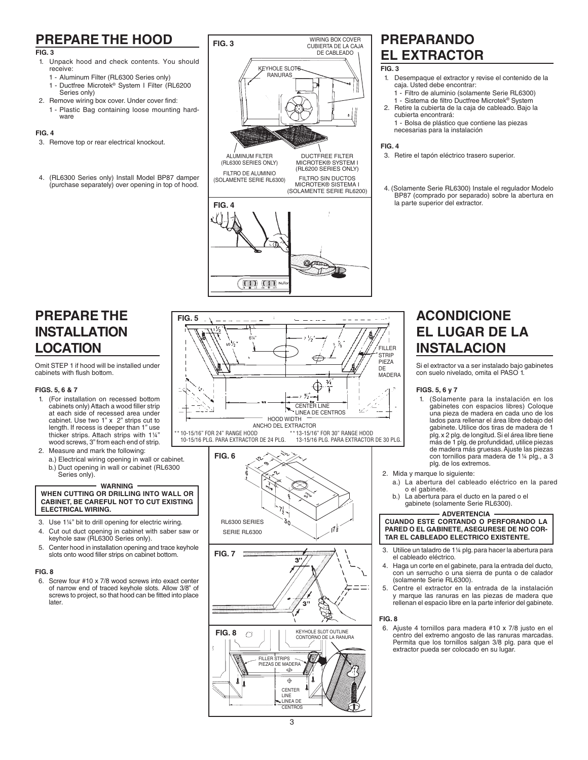## PREPARE THE HOOD

**FIG. 3**

1. Unpack hood and check contents. You should receive:
   - 1 - Aluminum Filter (RL6300 Series only)
   - 1 - Ductfree Microtek® System I Filter (RL6200 Series only)
2. Remove wiring box cover. Under cover find:
   - 1 - Plastic Bag containing loose mounting hardware

**FIG. 4**

3. Remove top or rear electrical knockout.
4. (RL6300 Series only) Install Model BP87 damper (purchase separately) over opening in top of hood.

FIG. 3

WIRING BOX COVER
CUBIERTA DE LA CAJA DE CABLEADO

KEYHOLE SLOTS
RANURAS

ALUMINUM FILTER (RL6300 SERIES ONLY)
FILTRO DE ALUMINIO (SOLAMENTE SERIE RL6300)

DUCTFREE FILTER MICROTEK® SYSTEM I (RL6200 SERIES ONLY)
FILTRO SIN DUCTOS MICROTEK® SISTEMA I (SOLAMENTE SERIE RL6200)

FIG. 4

## PREPARANDO EL EXTRACTOR

**FIG. 3**

1. Desempaque el extractor y revise el contenido de la caja. Usted debe encontrar:
   - 1 - Filtro de aluminio (solamente Serie RL6300)
   - 1 - Sistema de filtro Ductfree Microtek® System
2. Retire la cubierta de la caja de cableado. Bajo la cubierta encontrará:
   - 1 - Bolsa de plástico que contiene las piezas necesarias para la instalación

**FIG. 4**

3. Retire el tapón eléctrico trasero superior.
4. (Solamente Serie RL6300) Instale el regulador Modelo BP87 (comprado por separado) sobre la abertura en la parte superior del extractor.

## PREPARE THE INSTALLATION LOCATION

Omit STEP 1 if hood will be installed under cabinets with flush bottom.

**FIGS. 5, 6 & 7**

1. (For installation on recessed bottom cabinets only) Attach a wood filler strip at each side of recessed area under cabinet. Use two 1" x 2" strips cut to length. If recess is deeper than 1" use thicker strips. Attach strips with 1¼" wood screws, 3" from each end of strip.
2. Measure and mark the following:
   a.) Electrical wiring opening in wall or cabinet.
   b.) Duct opening in wall or cabinet (RL6300 Series only).

**WARNING**
**WHEN CUTTING OR DRILLING INTO WALL OR CABINET, BE CAREFUL NOT TO CUT EXISTING ELECTRICAL WIRING.**

3. Use 1¼" bit to drill opening for electric wiring.
4. Cut out duct opening in cabinet with saber saw or keyhole saw (RL6300 Series only).
5. Center hood in installation opening and trace keyhole slots onto wood filler strips on cabinet bottom.

**FIG. 8**

6. Screw four #10 x 7/8 wood screws into exact center of narrow end of traced keyhole slots. Allow 3/8" of screws to project, so that hood can be fitted into place later.

FIG. 5

FILLER STRIP
PIEZA DE MADERA

CENTER LINE
LINEA DE CENTROS

HOOD WIDTH
ANCHO DEL EXTRACTOR

\*\* 10-15/16" FOR 24" RANGE HOOD
10-15/16 PLG. PARA EXTRACTOR DE 24 PLG.

\*\* 13-15/16" FOR 30" RANGE HOOD
13-15/16 PLG. PARA EXTRACTOR DE 30 PLG.

FIG. 6

RL6300 SERIES
SERIE RL6300

FIG. 7

FIG. 8

KEYHOLE SLOT OUTLINE
CONTORNO DE LA RANURA

FILLER STRIPS
PIEZAS DE MADERA

CENTER LINE
LINEA DE CENTROS

## ACONDICIONE EL LUGAR DE LA INSTALACION

Si el extractor va a ser instalado bajo gabinetes con suelo nivelado, omita el PASO 1.

**FIGS. 5, 6 y 7**

1. (Solamente para la instalación en los gabinetes con espacios libres) Coloque una pieza de madera en cada uno de los lados para rellenar el área libre debajo del gabinete. Utilice dos tiras de madera de 1 plg. x 2 plg. de longitud. Si el área libre tiene más de 1 plg. de profundidad, utilice piezas de madera más gruesas. Ajuste las piezas con tornillos para madera de 1¼ plg., a 3 plg. de los extremos.
2. Mida y marque lo siguiente:
   a.) La abertura del cableado eléctrico en la pared o el gabinete.
   b.) La abertura para el ducto en la pared o el gabinete (solamente Serie RL6300).

**ADVERTENCIA**
**CUANDO ESTE CORTANDO O PERFORANDO LA PARED O EL GABINETE, ASEGURESE DE NO CORTAR EL CABLEADO ELECTRICO EXISTENTE.**

3. Utilice un taladro de 1¼ plg. para hacer la abertura para el cableado eléctrico.
4. Haga un corte en el gabinete, para la entrada del ducto, con un serrucho o una sierra de punta o de calador (solamente Serie RL6300).
5. Centre el extractor en la entrada de la instalación y marque las ranuras en las piezas de madera que rellenan el espacio libre en la parte inferior del gabinete.

**FIG. 8**

6. Ajuste 4 tornillos para madera #10 x 7/8 justo en el centro del extremo angosto de las ranuras marcadas. Permita que los tornillos salgan 3/8 plg. para que el extractor pueda ser colocado en su lugar.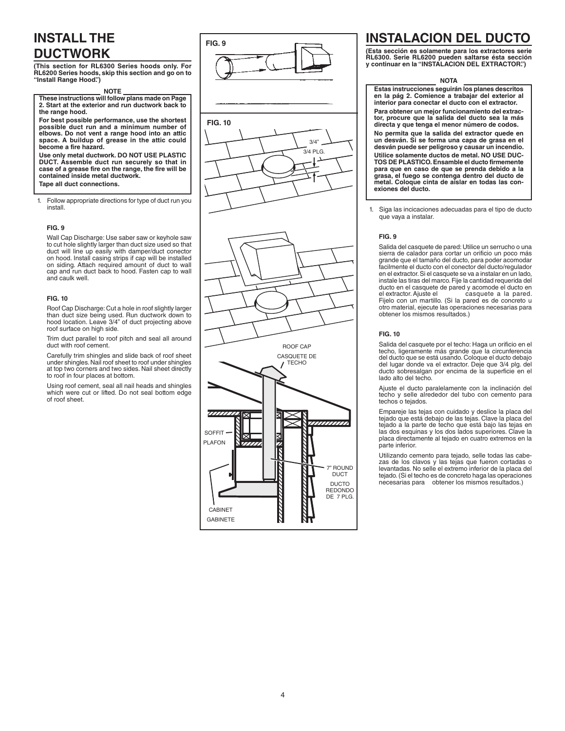# INSTALL THE DUCTWORK

**(This section for RL6300 Series hoods only. For RL6200 Series hoods, skip this section and go on to "Install Range Hood.")**

**NOTE**

**These instructions will follow plans made on Page 2. Start at the exterior and run ductwork back to the range hood.**

**For best possible performance, use the shortest possible duct run and a minimum number of elbows. Do not vent a range hood into an attic space. A buildup of grease in the attic could become a fire hazard.**

**Use only metal ductwork. DO NOT USE PLASTIC DUCT. Assemble duct run securely so that in case of a grease fire on the range, the fire will be contained inside metal ductwork.**

**Tape all duct connections.**

1. Follow appropriate directions for type of duct run you install.

**FIG. 9**

Wall Cap Discharge: Use saber saw or keyhole saw to cut hole slightly larger than duct size used so that duct will line up easily with damper/duct conector on hood. Install casing strips if cap will be installed on siding. Attach required amount of duct to wall cap and run duct back to hood. Fasten cap to wall and caulk well.

**FIG. 10**

Roof Cap Discharge: Cut a hole in roof slightly larger than duct size being used. Run ductwork down to hood location. Leave 3/4" of duct projecting above roof surface on high side.

Trim duct parallel to roof pitch and seal all around duct with roof cement.

Carefully trim shingles and slide back of roof sheet under shingles. Nail roof sheet to roof under shingles at top two corners and two sides. Nail sheet directly to roof in four places at bottom.

Using roof cement, seal all nail heads and shingles which were cut or lifted. Do not seal bottom edge of roof sheet.

FIG. 9

FIG. 10

3/4"
3/4 PLG.

ROOF CAP
CASQUETE DE TECHO

SOFFIT
PLAFON

7" ROUND DUCT
DUCTO REDONDO DE 7 PLG.

CABINET
GABINETE

# INSTALACION DEL DUCTO

**(Esta sección es solamente para los extractores serie RL6300. Serie RL6200 pueden saltarse ésta sección y continuar en la "INSTALACION DEL EXTRACTOR.")**

**NOTA**

**Estas instrucciones seguirán los planes descritos en la pág 2. Comience a trabajar del exterior al interior para conectar el ducto con el extractor.**

**Para obtener un mejor funcionamiento del extractor, procure que la salida del ducto sea la más directa y que tenga el menor número de codos.**

**No permita que la salida del extractor quede en un desván. Si se forma una capa de grasa en el desván puede ser peligroso y causar un incendio.**

**Utilice solamente ductos de metal. NO USE DUCTOS DE PLASTICO. Ensamble el ducto firmemente para que en caso de que se prenda debido a la grasa, el fuego se contenga dentro del ducto de metal. Coloque cinta de aislar en todas las conexiones del ducto.**

1. Siga las inicaciones adecuadas para el tipo de ducto que vaya a instalar.

**FIG. 9**

Salida del casquete de pared: Utilice un serrucho o una sierra de calador para cortar un orificio un poco más grande que el tamaño del ducto, para poder acomodar fácilmente el ducto con el conector del ducto/regulador en el extractor. Si el casquete se va a instalar en un lado, instale las tiras del marco. Fije la cantidad requerida del ducto en el casquete de pared y acomode el ducto en el extractor. Ajuste el casquete a la pared. Fíjelo con un martillo. (Si la pared es de concreto u otro material, ejecute las operaciones necesarias para obtener los mismos resultados.)

**FIG. 10**

Salida del casquete por el techo: Haga un orificio en el techo, ligeramente más grande que la circunferencia del ducto que se está usando. Coloque el ducto debajo del lugar donde va el extractor. Deje que 3/4 plg. del ducto sobresalgan por encima de la superficie en el lado alto del techo.

Ajuste el ducto paralelamente con la inclinación del techo y selle alrededor del tubo con cemento para techos o tejados.

Empareje las tejas con cuidado y deslice la placa del tejado que está debajo de las tejas. Clave la placa del tejado a la parte de techo que está bajo las tejas en las dos esquinas y los dos lados superiores. Clave la placa directamente al tejado en cuatro extremos en la parte inferior.

Utilizando cemento para tejado, selle todas las cabezas de los clavos y las tejas que fueron cortadas o levantadas. No selle el extremo inferior de la placa del tejado. (Si el techo es de concreto haga las operaciones necesarias para obtener los mismos resultados.)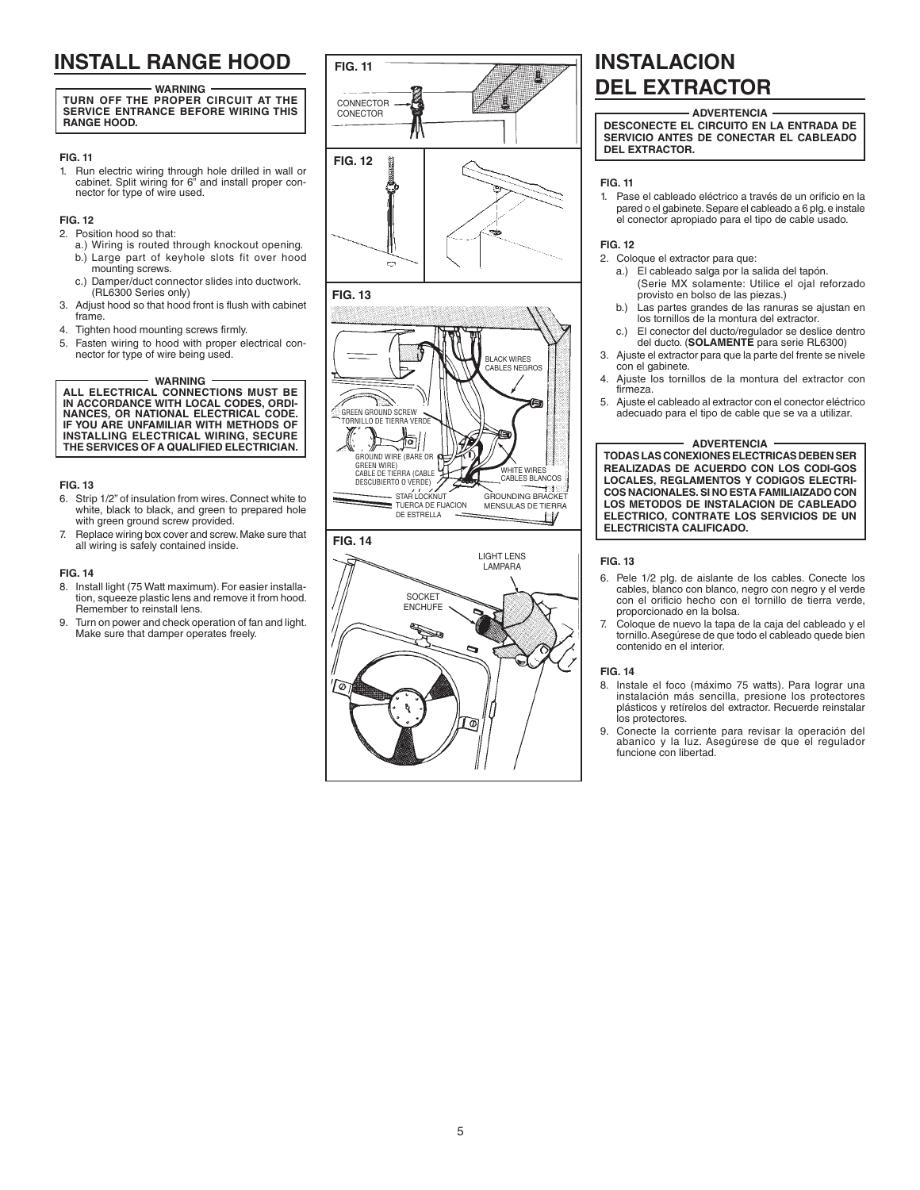# INSTALL RANGE HOOD

**WARNING**
**TURN OFF THE PROPER CIRCUIT AT THE SERVICE ENTRANCE BEFORE WIRING THIS RANGE HOOD.**

**FIG. 11**

1. Run electric wiring through hole drilled in wall or cabinet. Split wiring for 6" and install proper connector for type of wire used.

**FIG. 12**

2. Position hood so that:
   a.) Wiring is routed through knockout opening.
   b.) Large part of keyhole slots fit over hood mounting screws.
   c.) Damper/duct connector slides into ductwork. (RL6300 Series only)
3. Adjust hood so that hood front is flush with cabinet frame.
4. Tighten hood mounting screws firmly.
5. Fasten wiring to hood with proper electrical connector for type of wire being used.

**WARNING**
**ALL ELECTRICAL CONNECTIONS MUST BE IN ACCORDANCE WITH LOCAL CODES, ORDINANCES, OR NATIONAL ELECTRICAL CODE. IF YOU ARE UNFAMILIAR WITH METHODS OF INSTALLING ELECTRICAL WIRING, SECURE THE SERVICES OF A QUALIFIED ELECTRICIAN.**

**FIG. 13**

6. Strip 1/2" of insulation from wires. Connect white to white, black to black, and green to prepared hole with green ground screw provided.
7. Replace wiring box cover and screw. Make sure that all wiring is safely contained inside.

**FIG. 14**

8. Install light (75 Watt maximum). For easier installation, squeeze plastic lens and remove it from hood. Remember to reinstall lens.
9. Turn on power and check operation of fan and light. Make sure that damper operates freely.

**FIG. 11**

CONNECTOR
CONECTOR

**FIG. 12**

**FIG. 13**

BLACK WIRES
CABLES NEGROS

GREEN GROUND SCREW
TORNILLO DE TIERRA VERDE

GROUND WIRE (BARE OR GREEN WIRE)
CABLE DE TIERRA (CABLE DESCUBIERTO O VERDE)

WHITE WIRES
CABLES BLANCOS

STAR LOCKNUT
TUERCA DE FIJACION DE ESTRELLA

GROUNDING BRACKET
MENSULAS DE TIERRA

**FIG. 14**

LIGHT LENS
LAMPARA

SOCKET
ENCHUFE

# INSTALACION DEL EXTRACTOR

**ADVERTENCIA**
**DESCONECTE EL CIRCUITO EN LA ENTRADA DE SERVICIO ANTES DE CONECTAR EL CABLEADO DEL EXTRACTOR.**

**FIG. 11**

1. Pase el cableado eléctrico a través de un orificio en la pared o el gabinete. Separe el cableado a 6 plg. e instale el conector apropiado para el tipo de cable usado.

**FIG. 12**

2. Coloque el extractor para que:
   a.) El cableado salga por la salida del tapón. (Serie MX solamente: Utilice el ojal reforzado provisto en bolso de las piezas.)
   b.) Las partes grandes de las ranuras se ajustan en los tornillos de la montura del extractor.
   c.) El conector del ducto/regulador se deslice dentro del ducto. (**SOLAMENTE** para serie RL6300)
3. Ajuste el extractor para que la parte del frente se nivele con el gabinete.
4. Ajuste los tornillos de la montura del extractor con firmeza.
5. Ajuste el cableado al extractor con el conector eléctrico adecuado para el tipo de cable que se va a utilizar.

**ADVERTENCIA**
**TODAS LAS CONEXIONES ELECTRICAS DEBEN SER REALIZADAS DE ACUERDO CON LOS CODI-GOS LOCALES, REGLAMENTOS Y CODIGOS ELECTRICOS NACIONALES. SI NO ESTA FAMILIAIZADO CON LOS METODOS DE INSTALACION DE CABLEADO ELECTRICO, CONTRATE LOS SERVICIOS DE UN ELECTRICISTA CALIFICADO.**

**FIG. 13**

6. Pele 1/2 plg. de aislante de los cables. Conecte los cables, blanco con blanco, negro con negro y el verde con el orificio hecho con el tornillo de tierra verde, proporcionado en la bolsa.
7. Coloque de nuevo la tapa de la caja del cableado y el tornillo. Asegúrese de que todo el cableado quede bien contenido en el interior.

**FIG. 14**

8. Instale el foco (máximo 75 watts). Para lograr una instalación más sencilla, presione los protectores plásticos y retírelos del extractor. Recuerde reinstalar los protectores.
9. Conecte la corriente para revisar la operación del abanico y la luz. Asegúrese de que el regulador funcione con libertad.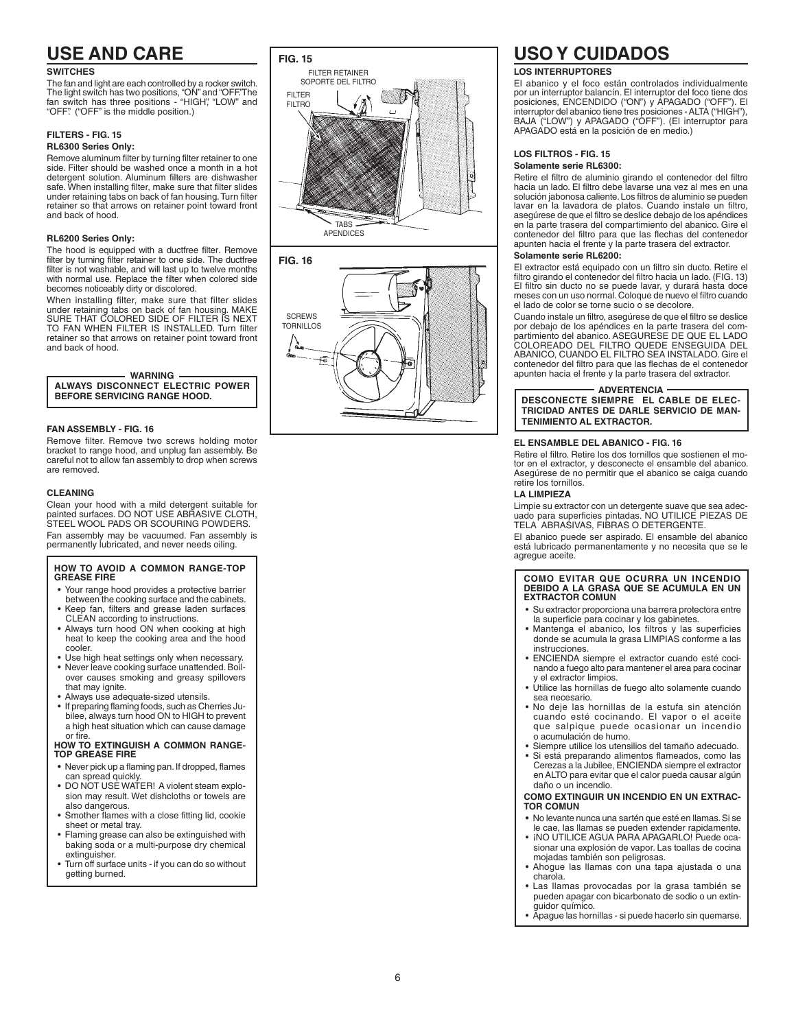# USE AND CARE

### SWITCHES

The fan and light are each controlled by a rocker switch. The light switch has two positions, "ON" and "OFF." The fan switch has three positions - "HIGH", "LOW" and "OFF". ("OFF" is the middle position.)

### FILTERS - FIG. 15

**RL6300 Series Only:**

Remove aluminum filter by turning filter retainer to one side. Filter should be washed once a month in a hot detergent solution. Aluminum filters are dishwasher safe. When installing filter, make sure that filter slides under retaining tabs on back of fan housing. Turn filter retainer so that arrows on retainer point toward front and back of hood.

**RL6200 Series Only:**

The hood is equipped with a ductfree filter. Remove filter by turning filter retainer to one side. The ductfree filter is not washable, and will last up to twelve months with normal use. Replace the filter when colored side becomes noticeably dirty or discolored.

When installing filter, make sure that filter slides under retaining tabs on back of fan housing. MAKE SURE THAT COLORED SIDE OF FILTER IS NEXT TO FAN WHEN FILTER IS INSTALLED. Turn filter retainer so that arrows on retainer point toward front and back of hood.

**WARNING**

**ALWAYS DISCONNECT ELECTRIC POWER BEFORE SERVICING RANGE HOOD.**

### FAN ASSEMBLY - FIG. 16

Remove filter. Remove two screws holding motor bracket to range hood, and unplug fan assembly. Be careful not to allow fan assembly to drop when screws are removed.

### CLEANING

Clean your hood with a mild detergent suitable for painted surfaces. DO NOT USE ABRASIVE CLOTH, STEEL WOOL PADS OR SCOURING POWDERS.

Fan assembly may be vacuumed. Fan assembly is permanently lubricated, and never needs oiling.

**HOW TO AVOID A COMMON RANGE-TOP GREASE FIRE**

- Your range hood provides a protective barrier between the cooking surface and the cabinets.
- Keep fan, filters and grease laden surfaces CLEAN according to instructions.
- Always turn hood ON when cooking at high heat to keep the cooking area and the hood cooler.
- Use high heat settings only when necessary.
- Never leave cooking surface unattended. Boil-over causes smoking and greasy spillovers that may ignite.
- Always use adequate-sized utensils.
- If preparing flaming foods, such as Cherries Jubilee, always turn hood ON to HIGH to prevent a high heat situation which can cause damage or fire.

**HOW TO EXTINGUISH A COMMON RANGE-TOP GREASE FIRE**

- Never pick up a flaming pan. If dropped, flames can spread quickly.
- DO NOT USE WATER! A violent steam explosion may result. Wet dishcloths or towels are also dangerous.
- Smother flames with a close fitting lid, cookie sheet or metal tray.
- Flaming grease can also be extinguished with baking soda or a multi-purpose dry chemical extinguisher.
- Turn off surface units - if you can do so without getting burned.

**FIG. 15**

FILTER RETAINER / SOPORTE DEL FILTRO

FILTER / FILTRO

TABS / APENDICES

**FIG. 16**

SCREWS / TORNILLOS

# USO Y CUIDADOS

### LOS INTERRUPTORES

El abanico y el foco están controlados individualmente por un interruptor balancín. El interruptor del foco tiene dos posiciones, ENCENDIDO ("ON") y APAGADO ("OFF"). El interruptor del abanico tiene tres posiciones - ALTA ("HIGH"), BAJA ("LOW") y APAGADO ("OFF"). (El interruptor para APAGADO está en la posición de en medio.)

### LOS FILTROS - FIG. 15

**Solamente serie RL6300:**

Retire el filtro de aluminio girando el contenedor del filtro hacia un lado. El filtro debe lavarse una vez al mes en una solución jabonosa caliente. Los filtros de aluminio se pueden lavar en la lavadora de platos. Cuando instale un filtro, asegúrese de que el filtro se deslice debajo de los apéndices en la parte trasera del compartimiento del abanico. Gire el contenedor del filtro para que las flechas del contenedor apunten hacia el frente y la parte trasera del extractor.

**Solamente serie RL6200:**

El extractor está equipado con un filtro sin ducto. Retire el filtro girando el contenedor del filtro hacia un lado. (FIG. 13) El filtro sin ducto no se puede lavar, y durará hasta doce meses con un uso normal. Coloque de nuevo el filtro cuando el lado de color se torne sucio o se decolore.

Cuando instale un filtro, asegúrese de que el filtro se deslice por debajo de los apéndices en la parte trasera del compartimiento del abanico. ASEGURESE DE QUE EL LADO COLOREADO DEL FILTRO QUEDE ENSEGUIDA DEL ABANICO, CUANDO EL FILTRO SEA INSTALADO. Gire el contenedor del filtro para que las flechas de el contenedor apunten hacia el frente y la parte trasera del extractor.

**ADVERTENCIA**

**DESCONECTE SIEMPRE EL CABLE DE ELECTRICIDAD ANTES DE DARLE SERVICIO DE MANTENIMIENTO AL EXTRACTOR.**

### EL ENSAMBLE DEL ABANICO - FIG. 16

Retire el filtro. Retire los dos tornillos que sostienen el motor en el extractor, y desconecte el ensamble del abanico. Asegúrese de no permitir que el abanico se caiga cuando retire los tornillos.

### LA LIMPIEZA

Limpie su extractor con un detergente suave que sea adecuado para superficies pintadas. NO UTILICE PIEZAS DE TELA ABRASIVAS, FIBRAS O DETERGENTE.

El abanico puede ser aspirado. El ensamble del abanico está lubricado permanentamente y no necesita que se le agregue aceite.

**COMO EVITAR QUE OCURRA UN INCENDIO DEBIDO A LA GRASA QUE SE ACUMULA EN UN EXTRACTOR COMUN**

- Su extractor proporciona una barrera protectora entre la superficie para cocinar y los gabinetes.
- Mantenga el abanico, los filtros y las superficies donde se acumula la grasa LIMPIAS conforme a las instrucciones.
- ENCIENDA siempre el extractor cuando esté cocinando a fuego alto para mantener el area para cocinar y el extractor limpios.
- Utilice las hornillas de fuego alto solamente cuando sea necesario.
- No deje las hornillas de la estufa sin atención cuando esté cocinando. El vapor o el aceite que salpique puede ocasionar un incendio o acumulación de humo.
- Siempre utilice los utensilios del tamaño adecuado.
- Si está preparando alimentos flameados, como las Cerezas a la Jubilee, ENCIENDA siempre el extractor en ALTO para evitar que el calor pueda causar algún daño o un incendio.

**COMO EXTINGUIR UN INCENDIO EN UN EXTRACTOR COMUN**

- No levante nunca una sartén que esté en llamas. Si se le cae, las llamas se pueden extender rapidamente.
- ¡NO UTILICE AGUA PARA APAGARLO! Puede ocasionar una explosión de vapor. Las toallas de cocina mojadas también son peligrosas.
- Ahogue las llamas con una tapa ajustada o una charola.
- Las llamas provocadas por la grasa también se pueden apagar con bicarbonato de sodio o un extinguidor químico.
- Apague las hornillas - si puede hacerlo sin quemarse.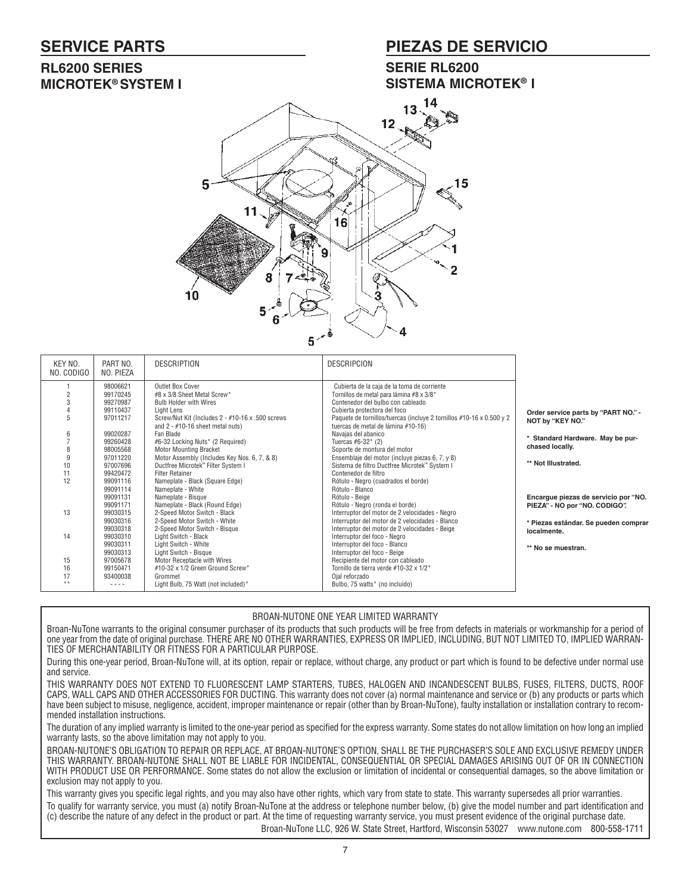## SERVICE PARTS

### RL6200 SERIES
### MICROTEK® SYSTEM I

## PIEZAS DE SERVICIO

### SERIE RL6200
### SISTEMA MICROTEK® I

| KEY NO. NO. CODIGO | PART NO. NO. PIEZA | DESCRIPTION | DESCRIPCION |
|---|---|---|---|
| 1 | 98006621 | Outlet Box Cover | Cubierta de la caja de la toma de corriente |
| 2 | 99170245 | #8 x 3/8 Sheet Metal Screw* | Tornillos de metal para lámina #8 x 3/8* |
| 3 | 99270987 | Bulb Holder with Wires | Contenedor del bulbo con cableado |
| 4 | 99110437 | Light Lens | Cubierta protectora del foco |
| 5 | 97011217 | Screw/Nut Kit (Includes 2 - #10-16 x .500 screws and 2 - #10-16 sheet metal nuts) | Paquete de tornillos/tuercas (incluye 2 tornillos #10-16 x 0.500 y 2 tuercas de metal de lámina #10-16) |
| 6 | 99020287 | Fan Blade | Navajas del abanico |
| 7 | 99260428 | #6-32 Locking Nuts* (2 Required) | Tuercas #6-32* (2) |
| 8 | 98005568 | Motor Mounting Bracket | Soporte de montura del motor |
| 9 | 97011220 | Motor Assembly (Includes Key Nos. 6, 7, & 8) | Ensamblaje del motor (incluye piezas 6, 7, y 8) |
| 10 | 97007696 | Ductfree Microtek™ Filter System I | Sistema de filtro Ductfree Microtek™ System I |
| 11 | 99420472 | Filter Retainer | Contenedor de filtro |
| 12 | 99091116 | Nameplate - Black (Square Edge) | Rótulo - Negro (cuadrados el borde) |
| | 99091114 | Nameplate - White | Rótulo - Blanco |
| | 99091131 | Nameplate - Bisque | Rótulo - Beige |
| | 99091171 | Nameplate - Black (Round Edge) | Rótulo - Negro (ronda el borde) |
| 13 | 99030315 | 2-Speed Motor Switch - Black | Interruptor del motor de 2 velocidades - Negro |
| | 99030316 | 2-Speed Motor Switch - White | Interruptor del motor de 2 velocidades - Blanco |
| | 99030318 | 2-Speed Motor Switch - Bisque | Interruptor del motor de 2 velocidades - Beige |
| 14 | 99030310 | Light Switch - Black | Interruptor del foco - Negro |
| | 99030311 | Light Switch - White | Interruptor del foco - Blanco |
| | 99030313 | Light Switch - Bisque | Interruptor del foco - Beige |
| 15 | 97005678 | Motor Receptacle with Wires | Recipiente del motor con cableado |
| 16 | 99150471 | #10-32 x 1/2 Green Ground Screw* | Tornillo de tierra verde #10-32 x 1/2* |
| 17 | 93400038 | Grommet | Ojal reforzado |
| ** | ---- | Light Bulb, 75 Watt (not included)* | Bulbo, 75 watts* (no incluido) |

**Order service parts by "PART NO." - NOT by "KEY NO."**

**\* Standard Hardware. May be purchased locally.**

**\*\* Not Illustrated.**

**Encargue piezas de servicio por "NO. PIEZA" - NO por "NO. CODIGO".**

**\* Piezas estándar. Se pueden comprar localmente.**

**\*\* No se muestran.**

---

BROAN-NUTONE ONE YEAR LIMITED WARRANTY

Broan-NuTone warrants to the original consumer purchaser of its products that such products will be free from defects in materials or workmanship for a period of one year from the date of original purchase. THERE ARE NO OTHER WARRANTIES, EXPRESS OR IMPLIED, INCLUDING, BUT NOT LIMITED TO, IMPLIED WARRANTIES OF MERCHANTABILITY OR FITNESS FOR A PARTICULAR PURPOSE.

During this one-year period, Broan-NuTone will, at its option, repair or replace, without charge, any product or part which is found to be defective under normal use and service.

THIS WARRANTY DOES NOT EXTEND TO FLUORESCENT LAMP STARTERS, TUBES, HALOGEN AND INCANDESCENT BULBS, FUSES, FILTERS, DUCTS, ROOF CAPS, WALL CAPS AND OTHER ACCESSORIES FOR DUCTING. This warranty does not cover (a) normal maintenance and service or (b) any products or parts which have been subject to misuse, negligence, accident, improper maintenance or repair (other than by Broan-NuTone), faulty installation or installation contrary to recommended installation instructions.

The duration of any implied warranty is limited to the one-year period as specified for the express warranty. Some states do not allow limitation on how long an implied warranty lasts, so the above limitation may not apply to you.

BROAN-NUTONE'S OBLIGATION TO REPAIR OR REPLACE, AT BROAN-NUTONE'S OPTION, SHALL BE THE PURCHASER'S SOLE AND EXCLUSIVE REMEDY UNDER THIS WARRANTY. BROAN-NUTONE SHALL NOT BE LIABLE FOR INCIDENTAL, CONSEQUENTIAL OR SPECIAL DAMAGES ARISING OUT OF OR IN CONNECTION WITH PRODUCT USE OR PERFORMANCE. Some states do not allow the exclusion or limitation of incidental or consequential damages, so the above limitation or exclusion may not apply to you.

This warranty gives you specific legal rights, and you may also have other rights, which vary from state to state. This warranty supersedes all prior warranties.

To qualify for warranty service, you must (a) notify Broan-NuTone at the address or telephone number below, (b) give the model number and part identification and (c) describe the nature of any defect in the product or part. At the time of requesting warranty service, you must present evidence of the original purchase date.

Broan-NuTone LLC, 926 W. State Street, Hartford, Wisconsin 53027 www.nutone.com 800-558-1711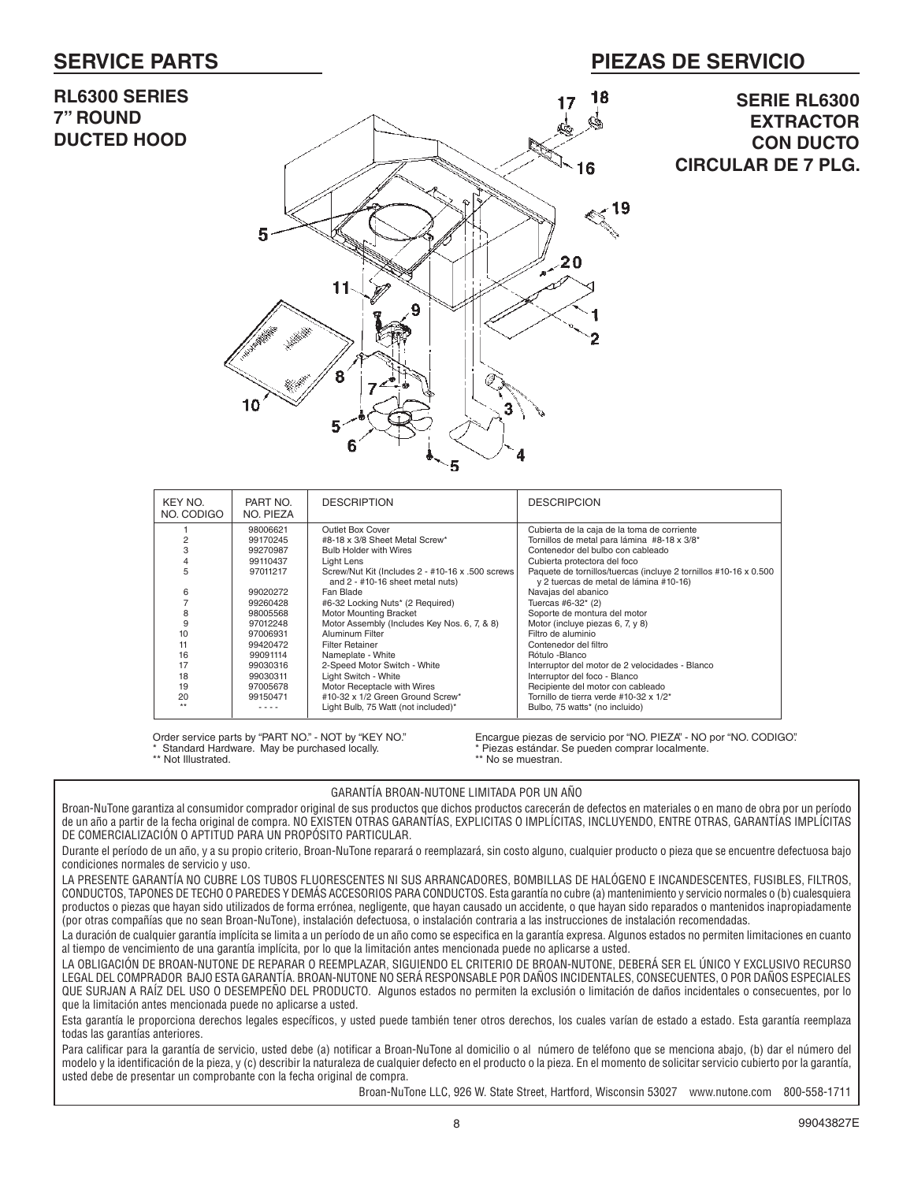# SERVICE PARTS

# PIEZAS DE SERVICIO

**RL6300 SERIES
7" ROUND
DUCTED HOOD**

**SERIE RL6300
EXTRACTOR
CON DUCTO
CIRCULAR DE 7 PLG.**

| KEY NO. NO. CODIGO | PART NO. NO. PIEZA | DESCRIPTION | DESCRIPCION |
|---|---|---|---|
| 1 | 98006621 | Outlet Box Cover | Cubierta de la caja de la toma de corriente |
| 2 | 99170245 | #8-18 x 3/8 Sheet Metal Screw* | Tornillos de metal para lámina #8-18 x 3/8* |
| 3 | 99270987 | Bulb Holder with Wires | Contenedor del bulbo con cableado |
| 4 | 99110437 | Light Lens | Cubierta protectora del foco |
| 5 | 97011217 | Screw/Nut Kit (Includes 2 - #10-16 x .500 screws and 2 - #10-16 sheet metal nuts) | Paquete de tornillos/tuercas (incluye 2 tornillos #10-16 x 0.500 y 2 tuercas de metal de lámina #10-16) |
| 6 | 99020272 | Fan Blade | Navajas del abanico |
| 7 | 99260428 | #6-32 Locking Nuts* (2 Required) | Tuercas #6-32* (2) |
| 8 | 98005568 | Motor Mounting Bracket | Soporte de montura del motor |
| 9 | 97012248 | Motor Assembly (Includes Key Nos. 6, 7, & 8) | Motor (incluye piezas 6, 7, y 8) |
| 10 | 97006931 | Aluminum Filter | Filtro de aluminio |
| 11 | 99420472 | Filter Retainer | Contenedor del filtro |
| 16 | 99091114 | Nameplate - White | Rótulo -Blanco |
| 17 | 99030316 | 2-Speed Motor Switch - White | Interruptor del motor de 2 velocidades - Blanco |
| 18 | 99030311 | Light Switch - White | Interruptor del foco - Blanco |
| 19 | 97005678 | Motor Receptacle with Wires | Recipiente del motor con cableado |
| 20 | 99150471 | #10-32 x 1/2 Green Ground Screw* | Tornillo de tierra verde #10-32 x 1/2* |
| ** | - - - - | Light Bulb, 75 Watt (not included)* | Bulbo, 75 watts* (no incluido) |

Order service parts by "PART NO." - NOT by "KEY NO."
\* Standard Hardware. May be purchased locally.
\*\* Not Illustrated.

Encargue piezas de servicio por "NO. PIEZA" - NO por "NO. CODIGO".
\* Piezas estándar. Se pueden comprar localmente.
\*\* No se muestran.

GARANTÍA BROAN-NUTONE LIMITADA POR UN AÑO

Broan-NuTone garantiza al consumidor comprador original de sus productos que dichos productos carecerán de defectos en materiales o en mano de obra por un período de un año a partir de la fecha original de compra. NO EXISTEN OTRAS GARANTÍAS, EXPLICITAS O IMPLÍCITAS, INCLUYENDO, ENTRE OTRAS, GARANTÍAS IMPLÍCITAS DE COMERCIALIZACIÓN O APTITUD PARA UN PROPÓSITO PARTICULAR.

Durante el período de un año, y a su propio criterio, Broan-NuTone reparará o reemplazará, sin costo alguno, cualquier producto o pieza que se encuentre defectuosa bajo condiciones normales de servicio y uso.

LA PRESENTE GARANTÍA NO CUBRE LOS TUBOS FLUORESCENTES NI SUS ARRANCADORES, BOMBILLAS DE HALÓGENO E INCANDESCENTES, FUSIBLES, FILTROS, CONDUCTOS, TAPONES DE TECHO O PAREDES Y DEMÁS ACCESORIOS PARA CONDUCTOS. Esta garantía no cubre (a) mantenimiento y servicio normales o (b) cualesquiera productos o piezas que hayan sido utilizados de forma errónea, negligente, que hayan causado un accidente, o que hayan sido reparados o mantenidos inapropiadamente (por otras compañías que no sean Broan-NuTone), instalación defectuosa, o instalación contraria a las instrucciones de instalación recomendadas.

La duración de cualquier garantía implícita se limita a un período de un año como se especifica en la garantía expresa. Algunos estados no permiten limitaciones en cuanto al tiempo de vencimiento de una garantía implícita, por lo que la limitación antes mencionada puede no aplicarse a usted.

LA OBLIGACIÓN DE BROAN-NUTONE DE REPARAR O REEMPLAZAR, SIGUIENDO EL CRITERIO DE BROAN-NUTONE, DEBERÁ SER EL ÚNICO Y EXCLUSIVO RECURSO LEGAL DEL COMPRADOR BAJO ESTA GARANTÍA. BROAN-NUTONE NO SERÁ RESPONSABLE POR DAÑOS INCIDENTALES, CONSECUENTES, O POR DAÑOS ESPECIALES QUE SURJAN A RAÍZ DEL USO O DESEMPEÑO DEL PRODUCTO. Algunos estados no permiten la exclusión o limitación de daños incidentales o consecuentes, por lo que la limitación antes mencionada puede no aplicarse a usted.

Esta garantía le proporciona derechos legales específicos, y usted puede también tener otros derechos, los cuales varían de estado a estado. Esta garantía reemplaza todas las garantías anteriores.

Para calificar para la garantía de servicio, usted debe (a) notificar a Broan-NuTone al domicilio o al número de teléfono que se menciona abajo, (b) dar el número del modelo y la identificación de la pieza, y (c) describir la naturaleza de cualquier defecto en el producto o la pieza. En el momento de solicitar servicio cubierto por la garantía, usted debe de presentar un comprobante con la fecha original de compra.

Broan-NuTone LLC, 926 W. State Street, Hartford, Wisconsin 53027 www.nutone.com 800-558-1711

99043827E